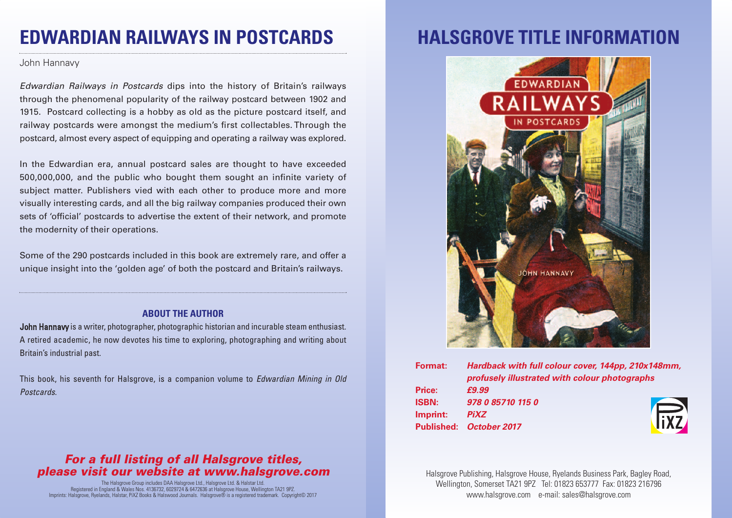# EDWARDIAN RAILWAYS IN POSTCARDS

John Hannavy

*Edwardian Railways in Postcards* dips into the history of Britain's railways through the phenomenal popularity of the railway postcard between 1902 and 1915. Postcard collecting is a hobby as old as the picture postcard itself, and railway postcards were amongst the medium's first collectables. Through the postcard, almost every aspect of equipping and operating a railway was explored.

In the Edwardian era, annual postcard sales are thought to have exceeded 500,000,000, and the public who bought them sought an infinite variety of subject matter. Publishers vied with each other to produce more and more visually interesting cards, and all the big railway companies produced their own sets of 'official' postcards to advertise the extent of their network, and promote the modernity of their operations.

Some of the 290 postcards included in this book are extremely rare, and offer a unique insight into the 'golden age' of both the postcard and Britain's railways.

### ABOUT THE AUTHOR

**John Hannavy** is a writer, photographer, photographic historian and incurable steam enthusiast. A retired academic, he now devotes his time to exploring, photographing and writing about Britain's industrial past.

This book, his seventh for Halsgrove, is a companion volume to *Edwardian Mining in Old Postcards*.

***For a full listing of all Halsgrove titles, please visit our website at www.halsgrove.com***

The Halsgrove Group includes DAA Halsgrove Ltd., Halsgrove Ltd. & Halstar Ltd.
Registered in England & Wales Nos. 4136732, 6029724 & 6472636 at Halsgrove House, Wellington TA21 9PZ.
Imprints: Halsgrove, Ryelands, Halstar, PiXZ Books & Halswood Journals. Halsgrove® is a registered trademark. Copyright© 2017

# HALSGROVE TITLE INFORMATION

EDWARDIAN RAILWAYS IN POSTCARDS
JOHN HANNAVY

**Format:** ***Hardback with full colour cover, 144pp, 210x148mm, profusely illustrated with colour photographs***
**Price:** ***£9.99***
**ISBN:** ***978 0 85710 115 0***
**Imprint:** ***PiXZ***
**Published:** ***October 2017***

Halsgrove Publishing, Halsgrove House, Ryelands Business Park, Bagley Road, Wellington, Somerset TA21 9PZ Tel: 01823 653777 Fax: 01823 216796
www.halsgrove.com e-mail: sales@halsgrove.com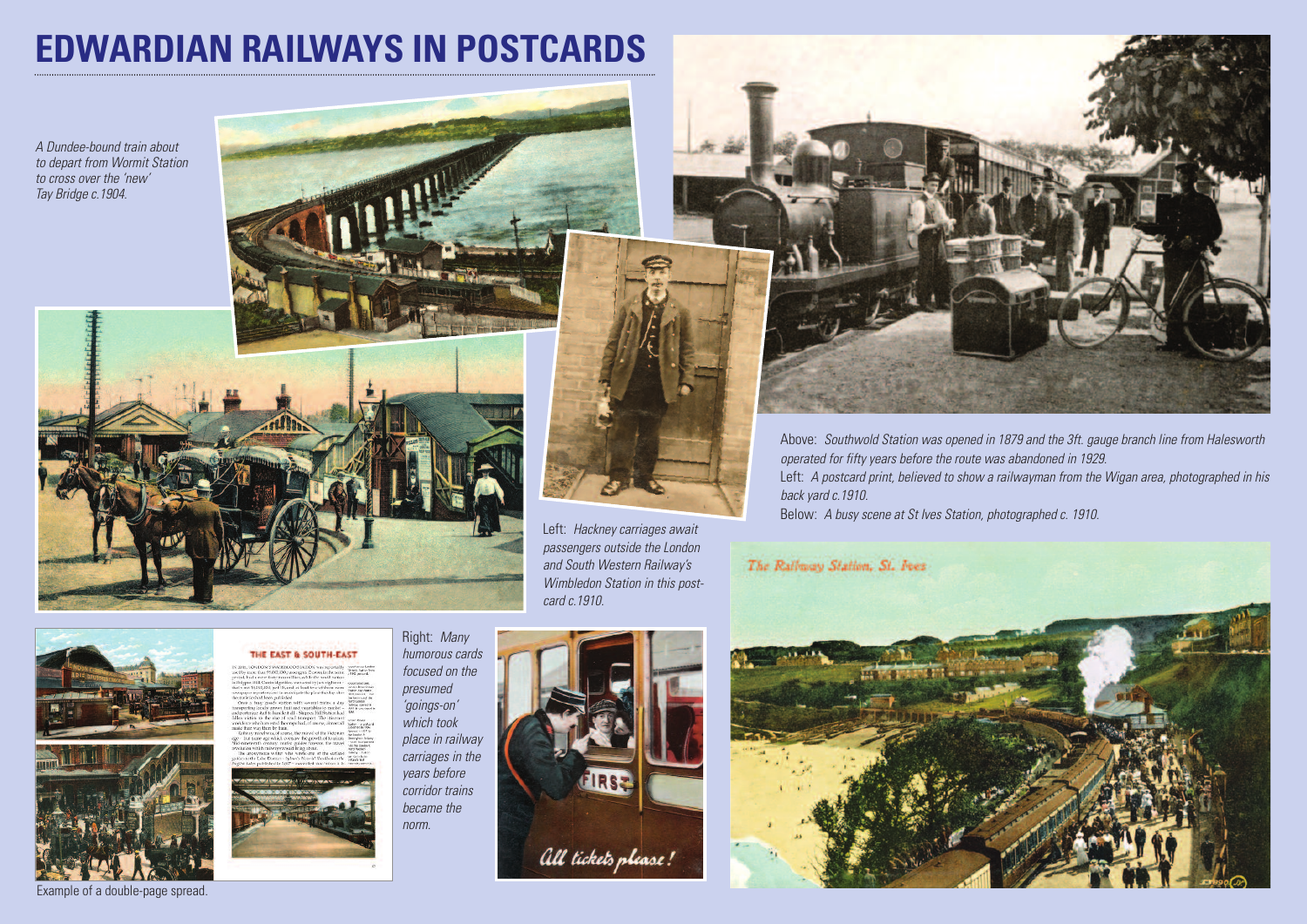# EDWARDIAN RAILWAYS IN POSTCARDS

*A Dundee-bound train about to depart from Wormit Station to cross over the 'new' Tay Bridge c.1904.*

Above: *Southwold Station was opened in 1879 and the 3ft. gauge branch line from Halesworth operated for fifty years before the route was abandoned in 1929.*

Left: *A postcard print, believed to show a railwayman from the Wigan area, photographed in his back yard c.1910.*

Below: *A busy scene at St Ives Station, photographed c. 1910.*

Left: *Hackney carriages await passengers outside the London and South Western Railway's Wimbledon Station in this post-card c.1910.*

Example of a double-page spread.

Right: *Many humorous cards focused on the presumed 'goings-on' which took place in railway carriages in the years before corridor trains became the norm.*